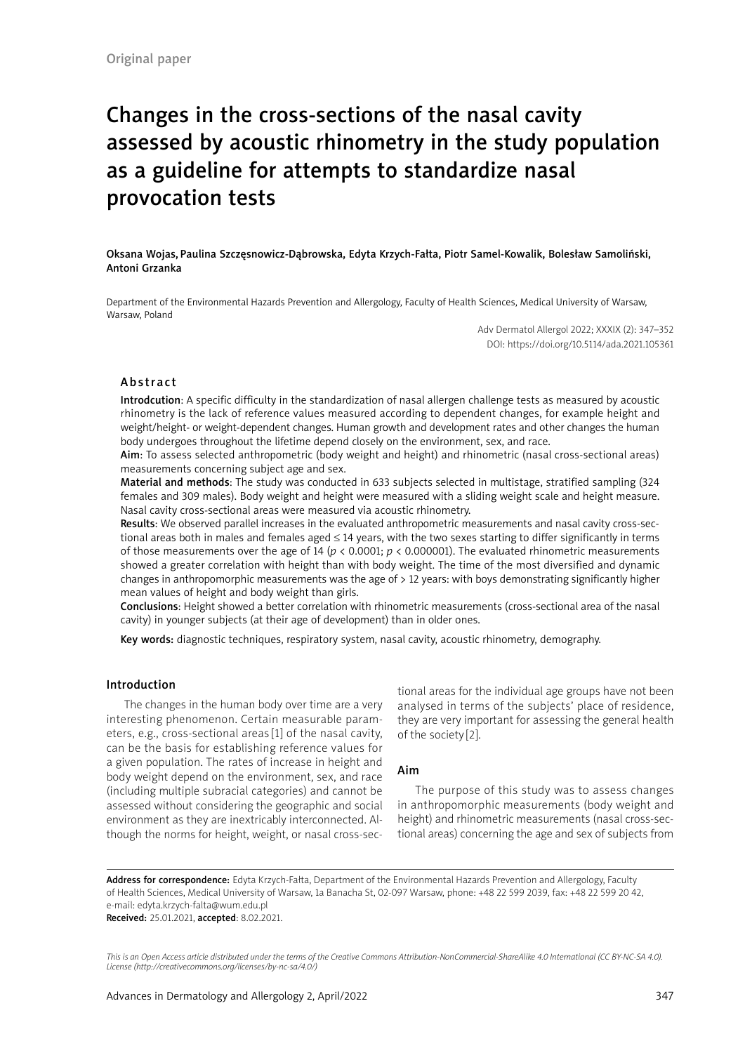Original paper

# Changes in the cross-sections of the nasal cavity assessed by acoustic rhinometry in the study population as a guideline for attempts to standardize nasal provocation tests

**Oksana Wojas, Paulina Szczęsnowicz-Dąbrowska, Edyta Krzych-Fałta, Piotr Samel-Kowalik, Bolesław Samoliński, Antoni Grzanka**

Department of the Environmental Hazards Prevention and Allergology, Faculty of Health Sciences, Medical University of Warsaw, Warsaw, Poland

Adv Dermatol Allergol 2022; XXXIX (2): 347–352
DOI: https://doi.org/10.5114/ada.2021.105361

## Abstract

**Introdcution**: A specific difficulty in the standardization of nasal allergen challenge tests as measured by acoustic rhinometry is the lack of reference values measured according to dependent changes, for example height and weight/height- or weight-dependent changes. Human growth and development rates and other changes the human body undergoes throughout the lifetime depend closely on the environment, sex, and race.

**Aim**: To assess selected anthropometric (body weight and height) and rhinometric (nasal cross-sectional areas) measurements concerning subject age and sex.

**Material and methods**: The study was conducted in 633 subjects selected in multistage, stratified sampling (324 females and 309 males). Body weight and height were measured with a sliding weight scale and height measure. Nasal cavity cross-sectional areas were measured via acoustic rhinometry.

**Results**: We observed parallel increases in the evaluated anthropometric measurements and nasal cavity cross-sectional areas both in males and females aged ≤ 14 years, with the two sexes starting to differ significantly in terms of those measurements over the age of 14 ($p < 0.0001$; $p < 0.000001$). The evaluated rhinometric measurements showed a greater correlation with height than with body weight. The time of the most diversified and dynamic changes in anthropomorphic measurements was the age of > 12 years: with boys demonstrating significantly higher mean values of height and body weight than girls.

**Conclusions**: Height showed a better correlation with rhinometric measurements (cross-sectional area of the nasal cavity) in younger subjects (at their age of development) than in older ones.

**Key words:** diagnostic techniques, respiratory system, nasal cavity, acoustic rhinometry, demography.

## Introduction

The changes in the human body over time are a very interesting phenomenon. Certain measurable parameters, e.g., cross-sectional areas [1] of the nasal cavity, can be the basis for establishing reference values for a given population. The rates of increase in height and body weight depend on the environment, sex, and race (including multiple subracial categories) and cannot be assessed without considering the geographic and social environment as they are inextricably interconnected. Although the norms for height, weight, or nasal cross-sectional areas for the individual age groups have not been analysed in terms of the subjects' place of residence, they are very important for assessing the general health of the society [2].

## Aim

The purpose of this study was to assess changes in anthropomorphic measurements (body weight and height) and rhinometric measurements (nasal cross-sectional areas) concerning the age and sex of subjects from

**Address for correspondence:** Edyta Krzych-Fałta, Department of the Environmental Hazards Prevention and Allergology, Faculty of Health Sciences, Medical University of Warsaw, 1a Banacha St, 02-097 Warsaw, phone: +48 22 599 2039, fax: +48 22 599 20 42, e-mail: edyta.krzych-falta@wum.edu.pl
**Received:** 25.01.2021, **accepted**: 8.02.2021.

*This is an Open Access article distributed under the terms of the Creative Commons Attribution-NonCommercial-ShareAlike 4.0 International (CC BY-NC-SA 4.0). License (http://creativecommons.org/licenses/by-nc-sa/4.0/)*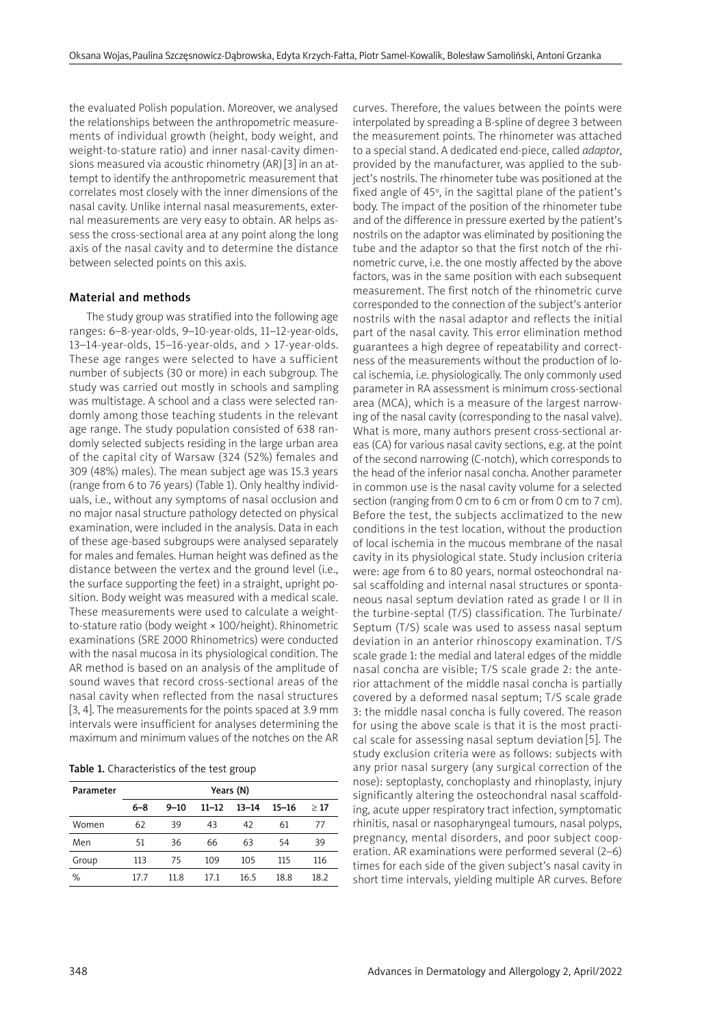the evaluated Polish population. Moreover, we analysed the relationships between the anthropometric measurements of individual growth (height, body weight, and weight-to-stature ratio) and inner nasal-cavity dimensions measured via acoustic rhinometry (AR) [3] in an attempt to identify the anthropometric measurement that correlates most closely with the inner dimensions of the nasal cavity. Unlike internal nasal measurements, external measurements are very easy to obtain. AR helps assess the cross-sectional area at any point along the long axis of the nasal cavity and to determine the distance between selected points on this axis.

## Material and methods

The study group was stratified into the following age ranges: 6–8-year-olds, 9–10-year-olds, 11–12-year-olds, 13–14-year-olds, 15–16-year-olds, and > 17-year-olds. These age ranges were selected to have a sufficient number of subjects (30 or more) in each subgroup. The study was carried out mostly in schools and sampling was multistage. A school and a class were selected randomly among those teaching students in the relevant age range. The study population consisted of 638 randomly selected subjects residing in the large urban area of the capital city of Warsaw (324 (52%) females and 309 (48%) males). The mean subject age was 15.3 years (range from 6 to 76 years) (Table 1). Only healthy individuals, i.e., without any symptoms of nasal occlusion and no major nasal structure pathology detected on physical examination, were included in the analysis. Data in each of these age-based subgroups were analysed separately for males and females. Human height was defined as the distance between the vertex and the ground level (i.e., the surface supporting the feet) in a straight, upright position. Body weight was measured with a medical scale. These measurements were used to calculate a weight-to-stature ratio (body weight × 100/height). Rhinometric examinations (SRE 2000 Rhinometrics) were conducted with the nasal mucosa in its physiological condition. The AR method is based on an analysis of the amplitude of sound waves that record cross-sectional areas of the nasal cavity when reflected from the nasal structures [3, 4]. The measurements for the points spaced at 3.9 mm intervals were insufficient for analyses determining the maximum and minimum values of the notches on the AR curves. Therefore, the values between the points were interpolated by spreading a B-spline of degree 3 between the measurement points. The rhinometer was attached to a special stand. A dedicated end-piece, called *adaptor*, provided by the manufacturer, was applied to the subject's nostrils. The rhinometer tube was positioned at the fixed angle of 45°, in the sagittal plane of the patient's body. The impact of the position of the rhinometer tube and of the difference in pressure exerted by the patient's nostrils on the adaptor was eliminated by positioning the tube and the adaptor so that the first notch of the rhinometric curve, i.e. the one mostly affected by the above factors, was in the same position with each subsequent measurement. The first notch of the rhinometric curve corresponded to the connection of the subject's anterior nostrils with the nasal adaptor and reflects the initial part of the nasal cavity. This error elimination method guarantees a high degree of repeatability and correctness of the measurements without the production of local ischemia, i.e. physiologically. The only commonly used parameter in RA assessment is minimum cross-sectional area (MCA), which is a measure of the largest narrowing of the nasal cavity (corresponding to the nasal valve). What is more, many authors present cross-sectional areas (CA) for various nasal cavity sections, e.g. at the point of the second narrowing (C-notch), which corresponds to the head of the inferior nasal concha. Another parameter in common use is the nasal cavity volume for a selected section (ranging from 0 cm to 6 cm or from 0 cm to 7 cm). Before the test, the subjects acclimatized to the new conditions in the test location, without the production of local ischemia in the mucous membrane of the nasal cavity in its physiological state. Study inclusion criteria were: age from 6 to 80 years, normal osteochondral nasal scaffolding and internal nasal structures or spontaneous nasal septum deviation rated as grade I or II in the turbine-septal (T/S) classification. The Turbinate/Septum (T/S) scale was used to assess nasal septum deviation in an anterior rhinoscopy examination. T/S scale grade 1: the medial and lateral edges of the middle nasal concha are visible; T/S scale grade 2: the anterior attachment of the middle nasal concha is partially covered by a deformed nasal septum; T/S scale grade 3: the middle nasal concha is fully covered. The reason for using the above scale is that it is the most practical scale for assessing nasal septum deviation [5]. The study exclusion criteria were as follows: subjects with any prior nasal surgery (any surgical correction of the nose): septoplasty, conchoplasty and rhinoplasty, injury significantly altering the osteochondral nasal scaffolding, acute upper respiratory tract infection, symptomatic rhinitis, nasal or nasopharyngeal tumours, nasal polyps, pregnancy, mental disorders, and poor subject cooperation. AR examinations were performed several (2–6) times for each side of the given subject's nasal cavity in short time intervals, yielding multiple AR curves. Before

**Table 1.** Characteristics of the test group

| Parameter | Years (N) | | | | | |
|---|---|---|---|---|---|---|
| | 6–8 | 9–10 | 11–12 | 13–14 | 15–16 | ≥ 17 |
| Women | 62 | 39 | 43 | 42 | 61 | 77 |
| Men | 51 | 36 | 66 | 63 | 54 | 39 |
| Group | 113 | 75 | 109 | 105 | 115 | 116 |
| % | 17.7 | 11.8 | 17.1 | 16.5 | 18.8 | 18.2 |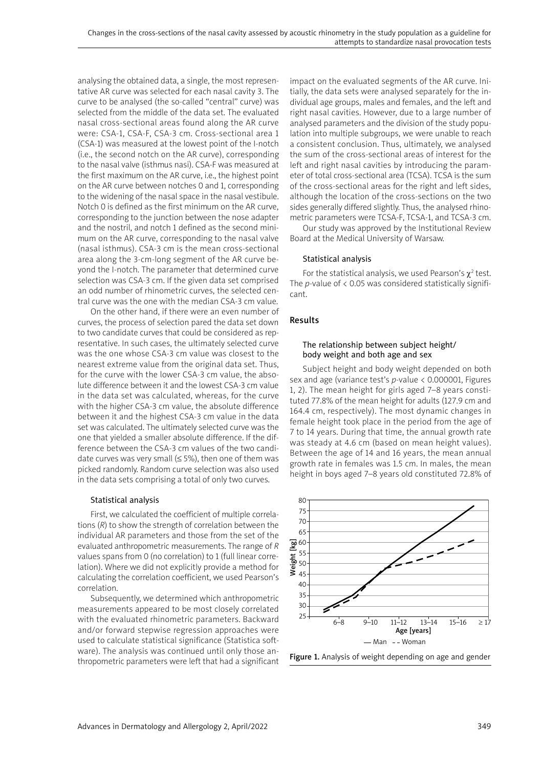analysing the obtained data, a single, the most representative AR curve was selected for each nasal cavity 3. The curve to be analysed (the so-called "central" curve) was selected from the middle of the data set. The evaluated nasal cross-sectional areas found along the AR curve were: CSA-1, CSA-F, CSA-3 cm. Cross-sectional area 1 (CSA-1) was measured at the lowest point of the I-notch (i.e., the second notch on the AR curve), corresponding to the nasal valve (isthmus nasi). CSA-F was measured at the first maximum on the AR curve, i.e., the highest point on the AR curve between notches 0 and 1, corresponding to the widening of the nasal space in the nasal vestibule. Notch 0 is defined as the first minimum on the AR curve, corresponding to the junction between the nose adapter and the nostril, and notch 1 defined as the second minimum on the AR curve, corresponding to the nasal valve (nasal isthmus). CSA-3 cm is the mean cross-sectional area along the 3-cm-long segment of the AR curve beyond the I-notch. The parameter that determined curve selection was CSA-3 cm. If the given data set comprised an odd number of rhinometric curves, the selected central curve was the one with the median CSA-3 cm value.

On the other hand, if there were an even number of curves, the process of selection pared the data set down to two candidate curves that could be considered as representative. In such cases, the ultimately selected curve was the one whose CSA-3 cm value was closest to the nearest extreme value from the original data set. Thus, for the curve with the lower CSA-3 cm value, the absolute difference between it and the lowest CSA-3 cm value in the data set was calculated, whereas, for the curve with the higher CSA-3 cm value, the absolute difference between it and the highest CSA-3 cm value in the data set was calculated. The ultimately selected curve was the one that yielded a smaller absolute difference. If the difference between the CSA-3 cm values of the two candidate curves was very small (≤ 5%), then one of them was picked randomly. Random curve selection was also used in the data sets comprising a total of only two curves.

### Statistical analysis

First, we calculated the coefficient of multiple correlations ($R$) to show the strength of correlation between the individual AR parameters and those from the set of the evaluated anthropometric measurements. The range of $R$ values spans from 0 (no correlation) to 1 (full linear correlation). Where we did not explicitly provide a method for calculating the correlation coefficient, we used Pearson's correlation.

Subsequently, we determined which anthropometric measurements appeared to be most closely correlated with the evaluated rhinometric parameters. Backward and/or forward stepwise regression approaches were used to calculate statistical significance (Statistica software). The analysis was continued until only those anthropometric parameters were left that had a significant impact on the evaluated segments of the AR curve. Initially, the data sets were analysed separately for the individual age groups, males and females, and the left and right nasal cavities. However, due to a large number of analysed parameters and the division of the study population into multiple subgroups, we were unable to reach a consistent conclusion. Thus, ultimately, we analysed the sum of the cross-sectional areas of interest for the left and right nasal cavities by introducing the parameter of total cross-sectional area (TCSA). TCSA is the sum of the cross-sectional areas for the right and left sides, although the location of the cross-sections on the two sides generally differed slightly. Thus, the analysed rhinometric parameters were TCSA-F, TCSA-1, and TCSA-3 cm.

Our study was approved by the Institutional Review Board at the Medical University of Warsaw.

### Statistical analysis

For the statistical analysis, we used Pearson's $\chi^2$ test. The $p$-value of $< 0.05$ was considered statistically significant.

## Results

### The relationship between subject height/body weight and both age and sex

Subject height and body weight depended on both sex and age (variance test's $p$-value $< 0.000001$, Figures 1, 2). The mean height for girls aged 7–8 years constituted 77.8% of the mean height for adults (127.9 cm and 164.4 cm, respectively). The most dynamic changes in female height took place in the period from the age of 7 to 14 years. During that time, the annual growth rate was steady at 4.6 cm (based on mean height values). Between the age of 14 and 16 years, the mean annual growth rate in females was 1.5 cm. In males, the mean height in boys aged 7–8 years old constituted 72.8% of

Figure 1. Analysis of weight depending on age and gender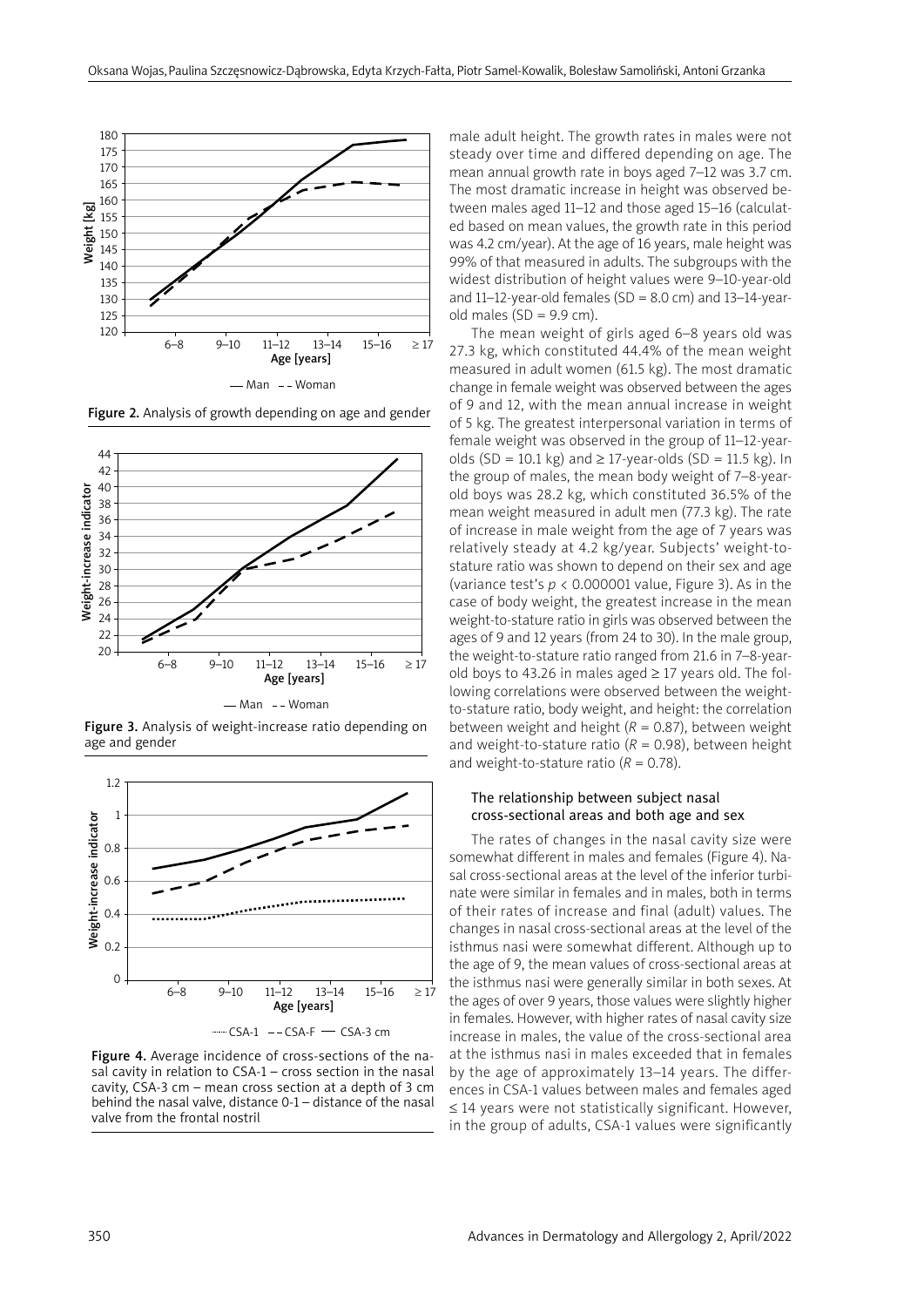Figure 2. Analysis of growth depending on age and gender

Figure 3. Analysis of weight-increase ratio depending on age and gender

Figure 4. Average incidence of cross-sections of the nasal cavity in relation to CSA-1 – cross section in the nasal cavity, CSA-3 cm – mean cross section at a depth of 3 cm behind the nasal valve, distance 0-1 – distance of the nasal valve from the frontal nostril

male adult height. The growth rates in males were not steady over time and differed depending on age. The mean annual growth rate in boys aged 7–12 was 3.7 cm. The most dramatic increase in height was observed between males aged 11–12 and those aged 15–16 (calculated based on mean values, the growth rate in this period was 4.2 cm/year). At the age of 16 years, male height was 99% of that measured in adults. The subgroups with the widest distribution of height values were 9–10-year-old and 11–12-year-old females (SD = 8.0 cm) and 13–14-year-old males (SD = 9.9 cm).

The mean weight of girls aged 6–8 years old was 27.3 kg, which constituted 44.4% of the mean weight measured in adult women (61.5 kg). The most dramatic change in female weight was observed between the ages of 9 and 12, with the mean annual increase in weight of 5 kg. The greatest interpersonal variation in terms of female weight was observed in the group of 11–12-year-olds (SD = 10.1 kg) and ≥ 17-year-olds (SD = 11.5 kg). In the group of males, the mean body weight of 7–8-year-old boys was 28.2 kg, which constituted 36.5% of the mean weight measured in adult men (77.3 kg). The rate of increase in male weight from the age of 7 years was relatively steady at 4.2 kg/year. Subjects' weight-to-stature ratio was shown to depend on their sex and age (variance test's $p < 0.000001$ value, Figure 3). As in the case of body weight, the greatest increase in the mean weight-to-stature ratio in girls was observed between the ages of 9 and 12 years (from 24 to 30). In the male group, the weight-to-stature ratio ranged from 21.6 in 7–8-year-old boys to 43.26 in males aged ≥ 17 years old. The following correlations were observed between the weight-to-stature ratio, body weight, and height: the correlation between weight and height ($R = 0.87$), between weight and weight-to-stature ratio ($R = 0.98$), between height and weight-to-stature ratio ($R = 0.78$).

### The relationship between subject nasal cross-sectional areas and both age and sex

The rates of changes in the nasal cavity size were somewhat different in males and females (Figure 4). Nasal cross-sectional areas at the level of the inferior turbinate were similar in females and in males, both in terms of their rates of increase and final (adult) values. The changes in nasal cross-sectional areas at the level of the isthmus nasi were somewhat different. Although up to the age of 9, the mean values of cross-sectional areas at the isthmus nasi were generally similar in both sexes. At the ages of over 9 years, those values were slightly higher in females. However, with higher rates of nasal cavity size increase in males, the value of the cross-sectional area at the isthmus nasi in males exceeded that in females by the age of approximately 13–14 years. The differences in CSA-1 values between males and females aged ≤ 14 years were not statistically significant. However, in the group of adults, CSA-1 values were significantly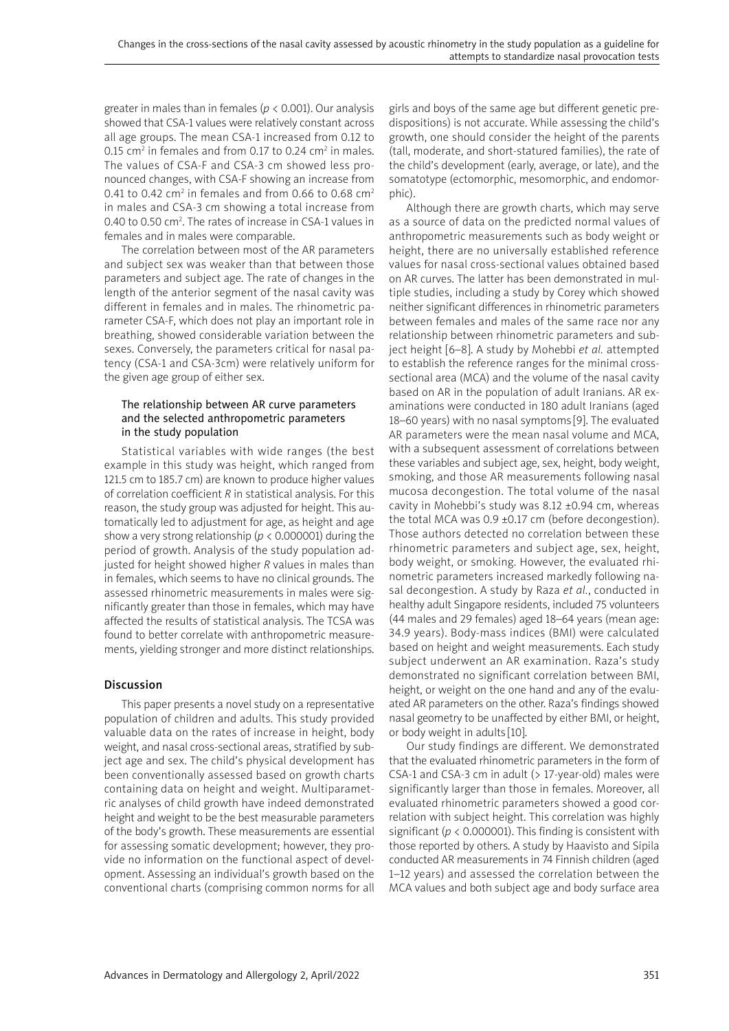greater in males than in females ($p < 0.001$). Our analysis showed that CSA-1 values were relatively constant across all age groups. The mean CSA-1 increased from 0.12 to 0.15 $cm^2$ in females and from 0.17 to 0.24 $cm^2$ in males. The values of CSA-F and CSA-3 cm showed less pronounced changes, with CSA-F showing an increase from 0.41 to 0.42 $cm^2$ in females and from 0.66 to 0.68 $cm^2$ in males and CSA-3 cm showing a total increase from 0.40 to 0.50 $cm^2$. The rates of increase in CSA-1 values in females and in males were comparable.

The correlation between most of the AR parameters and subject sex was weaker than that between those parameters and subject age. The rate of changes in the length of the anterior segment of the nasal cavity was different in females and in males. The rhinometric parameter CSA-F, which does not play an important role in breathing, showed considerable variation between the sexes. Conversely, the parameters critical for nasal patency (CSA-1 and CSA-3cm) were relatively uniform for the given age group of either sex.

### The relationship between AR curve parameters and the selected anthropometric parameters in the study population

Statistical variables with wide ranges (the best example in this study was height, which ranged from 121.5 cm to 185.7 cm) are known to produce higher values of correlation coefficient *R* in statistical analysis. For this reason, the study group was adjusted for height. This automatically led to adjustment for age, as height and age show a very strong relationship ($p < 0.000001$) during the period of growth. Analysis of the study population adjusted for height showed higher *R* values in males than in females, which seems to have no clinical grounds. The assessed rhinometric measurements in males were significantly greater than those in females, which may have affected the results of statistical analysis. The TCSA was found to better correlate with anthropometric measurements, yielding stronger and more distinct relationships.

## Discussion

This paper presents a novel study on a representative population of children and adults. This study provided valuable data on the rates of increase in height, body weight, and nasal cross-sectional areas, stratified by subject age and sex. The child's physical development has been conventionally assessed based on growth charts containing data on height and weight. Multiparametric analyses of child growth have indeed demonstrated height and weight to be the best measurable parameters of the body's growth. These measurements are essential for assessing somatic development; however, they provide no information on the functional aspect of development. Assessing an individual's growth based on the conventional charts (comprising common norms for all girls and boys of the same age but different genetic predispositions) is not accurate. While assessing the child's growth, one should consider the height of the parents (tall, moderate, and short-statured families), the rate of the child's development (early, average, or late), and the somatotype (ectomorphic, mesomorphic, and endomorphic).

Although there are growth charts, which may serve as a source of data on the predicted normal values of anthropometric measurements such as body weight or height, there are no universally established reference values for nasal cross-sectional values obtained based on AR curves. The latter has been demonstrated in multiple studies, including a study by Corey which showed neither significant differences in rhinometric parameters between females and males of the same race nor any relationship between rhinometric parameters and subject height [6–8]. A study by Mohebbi *et al.* attempted to establish the reference ranges for the minimal cross-sectional area (MCA) and the volume of the nasal cavity based on AR in the population of adult Iranians. AR examinations were conducted in 180 adult Iranians (aged 18–60 years) with no nasal symptoms [9]. The evaluated AR parameters were the mean nasal volume and MCA, with a subsequent assessment of correlations between these variables and subject age, sex, height, body weight, smoking, and those AR measurements following nasal mucosa decongestion. The total volume of the nasal cavity in Mohebbi's study was 8.12 ±0.94 cm, whereas the total MCA was 0.9 ±0.17 cm (before decongestion). Those authors detected no correlation between these rhinometric parameters and subject age, sex, height, body weight, or smoking. However, the evaluated rhinometric parameters increased markedly following nasal decongestion. A study by Raza *et al.*, conducted in healthy adult Singapore residents, included 75 volunteers (44 males and 29 females) aged 18–64 years (mean age: 34.9 years). Body-mass indices (BMI) were calculated based on height and weight measurements. Each study subject underwent an AR examination. Raza's study demonstrated no significant correlation between BMI, height, or weight on the one hand and any of the evaluated AR parameters on the other. Raza's findings showed nasal geometry to be unaffected by either BMI, or height, or body weight in adults [10].

Our study findings are different. We demonstrated that the evaluated rhinometric parameters in the form of CSA-1 and CSA-3 cm in adult (> 17-year-old) males were significantly larger than those in females. Moreover, all evaluated rhinometric parameters showed a good correlation with subject height. This correlation was highly significant ($p < 0.000001$). This finding is consistent with those reported by others. A study by Haavisto and Sipila conducted AR measurements in 74 Finnish children (aged 1–12 years) and assessed the correlation between the MCA values and both subject age and body surface area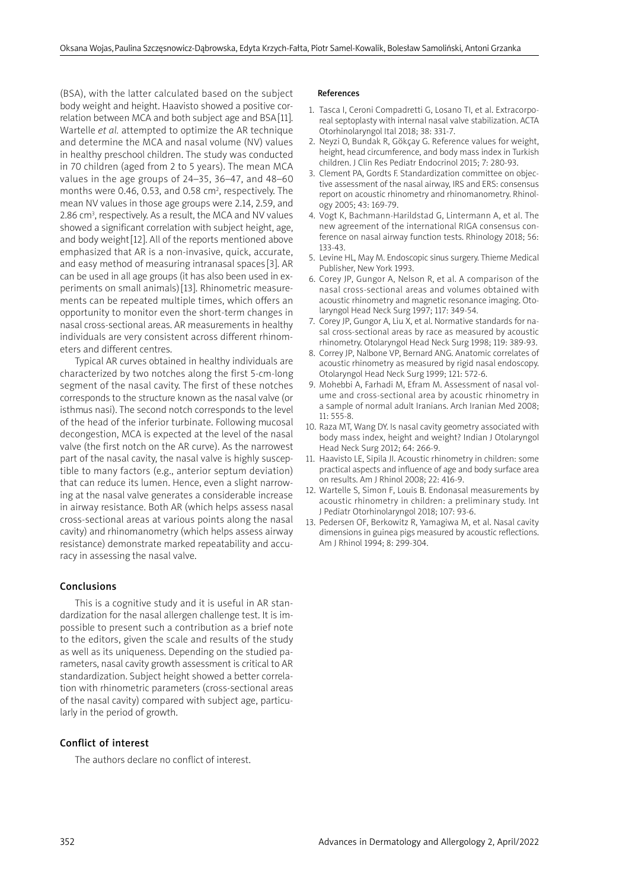(BSA), with the latter calculated based on the subject body weight and height. Haavisto showed a positive correlation between MCA and both subject age and BSA[11]. Wartelle *et al.* attempted to optimize the AR technique and determine the MCA and nasal volume (NV) values in healthy preschool children. The study was conducted in 70 children (aged from 2 to 5 years). The mean MCA values in the age groups of 24–35, 36–47, and 48–60 months were 0.46, 0.53, and 0.58 cm$^2$, respectively. The mean NV values in those age groups were 2.14, 2.59, and 2.86 cm$^3$, respectively. As a result, the MCA and NV values showed a significant correlation with subject height, age, and body weight[12]. All of the reports mentioned above emphasized that AR is a non-invasive, quick, accurate, and easy method of measuring intranasal spaces[3]. AR can be used in all age groups (it has also been used in experiments on small animals)[13]. Rhinometric measurements can be repeated multiple times, which offers an opportunity to monitor even the short-term changes in nasal cross-sectional areas. AR measurements in healthy individuals are very consistent across different rhinometers and different centres.

Typical AR curves obtained in healthy individuals are characterized by two notches along the first 5-cm-long segment of the nasal cavity. The first of these notches corresponds to the structure known as the nasal valve (or isthmus nasi). The second notch corresponds to the level of the head of the inferior turbinate. Following mucosal decongestion, MCA is expected at the level of the nasal valve (the first notch on the AR curve). As the narrowest part of the nasal cavity, the nasal valve is highly susceptible to many factors (e.g., anterior septum deviation) that can reduce its lumen. Hence, even a slight narrowing at the nasal valve generates a considerable increase in airway resistance. Both AR (which helps assess nasal cross-sectional areas at various points along the nasal cavity) and rhinomanometry (which helps assess airway resistance) demonstrate marked repeatability and accuracy in assessing the nasal valve.

## Conclusions

This is a cognitive study and it is useful in AR standardization for the nasal allergen challenge test. It is impossible to present such a contribution as a brief note to the editors, given the scale and results of the study as well as its uniqueness. Depending on the studied parameters, nasal cavity growth assessment is critical to AR standardization. Subject height showed a better correlation with rhinometric parameters (cross-sectional areas of the nasal cavity) compared with subject age, particularly in the period of growth.

## Conflict of interest

The authors declare no conflict of interest.

#### References

1. Tasca I, Ceroni Compadretti G, Losano TI, et al. Extracorporeal septoplasty with internal nasal valve stabilization. ACTA Otorhinolaryngol Ital 2018; 38: 331-7.
2. Neyzi O, Bundak R, Gökçay G. Reference values for weight, height, head circumference, and body mass index in Turkish children. J Clin Res Pediatr Endocrinol 2015; 7: 280-93.
3. Clement PA, Gordts F. Standardization committee on objective assessment of the nasal airway, IRS and ERS: consensus report on acoustic rhinometry and rhinomanometry. Rhinology 2005; 43: 169-79.
4. Vogt K, Bachmann-Harildstad G, Lintermann A, et al. The new agreement of the international RIGA consensus conference on nasal airway function tests. Rhinology 2018; 56: 133-43.
5. Levine HL, May M. Endoscopic sinus surgery. Thieme Medical Publisher, New York 1993.
6. Corey JP, Gungor A, Nelson R, et al. A comparison of the nasal cross-sectional areas and volumes obtained with acoustic rhinometry and magnetic resonance imaging. Otolaryngol Head Neck Surg 1997; 117: 349-54.
7. Corey JP, Gungor A, Liu X, et al. Normative standards for nasal cross-sectional areas by race as measured by acoustic rhinometry. Otolaryngol Head Neck Surg 1998; 119: 389-93.
8. Correy JP, Nalbone VP, Bernard ANG. Anatomic correlates of acoustic rhinometry as measured by rigid nasal endoscopy. Otolaryngol Head Neck Surg 1999; 121: 572-6.
9. Mohebbi A, Farhadi M, Efram M. Assessment of nasal volume and cross-sectional area by acoustic rhinometry in a sample of normal adult Iranians. Arch Iranian Med 2008; 11: 555-8.
10. Raza MT, Wang DY. Is nasal cavity geometry associated with body mass index, height and weight? Indian J Otolaryngol Head Neck Surg 2012; 64: 266-9.
11. Haavisto LE, Sipila JI. Acoustic rhinometry in children: some practical aspects and influence of age and body surface area on results. Am J Rhinol 2008; 22: 416-9.
12. Wartelle S, Simon F, Louis B. Endonasal measurements by acoustic rhinometry in children: a preliminary study. Int J Pediatr Otorhinolaryngol 2018; 107: 93-6.
13. Pedersen OF, Berkowitz R, Yamagiwa M, et al. Nasal cavity dimensions in guinea pigs measured by acoustic reflections. Am J Rhinol 1994; 8: 299-304.